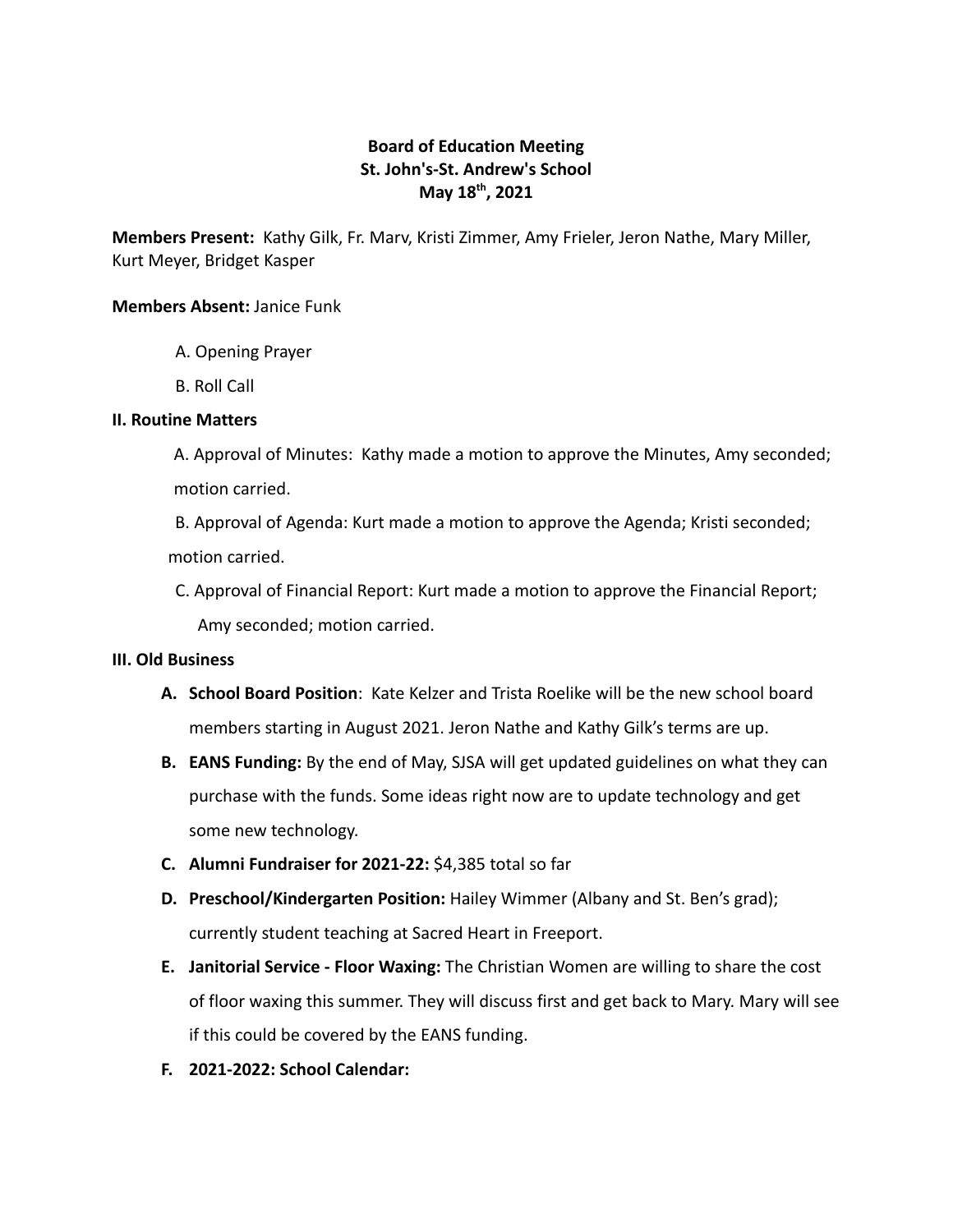**Board of Education Meeting**
**St. John's-St. Andrew's School**
**May 18th, 2021**

**Members Present:** Kathy Gilk, Fr. Marv, Kristi Zimmer, Amy Frieler, Jeron Nathe, Mary Miller, Kurt Meyer, Bridget Kasper

**Members Absent:** Janice Funk

A. Opening Prayer

B. Roll Call

**II. Routine Matters**

A. Approval of Minutes: Kathy made a motion to approve the Minutes, Amy seconded; motion carried.

B. Approval of Agenda: Kurt made a motion to approve the Agenda; Kristi seconded; motion carried.

C. Approval of Financial Report: Kurt made a motion to approve the Financial Report; Amy seconded; motion carried.

**III. Old Business**

- **A. School Board Position**: Kate Kelzer and Trista Roelike will be the new school board members starting in August 2021. Jeron Nathe and Kathy Gilk's terms are up.
- **B. EANS Funding:** By the end of May, SJSA will get updated guidelines on what they can purchase with the funds. Some ideas right now are to update technology and get some new technology.
- **C. Alumni Fundraiser for 2021-22:** $4,385 total so far
- **D. Preschool/Kindergarten Position:** Hailey Wimmer (Albany and St. Ben's grad); currently student teaching at Sacred Heart in Freeport.
- **E. Janitorial Service - Floor Waxing:** The Christian Women are willing to share the cost of floor waxing this summer. They will discuss first and get back to Mary. Mary will see if this could be covered by the EANS funding.
- **F. 2021-2022: School Calendar:**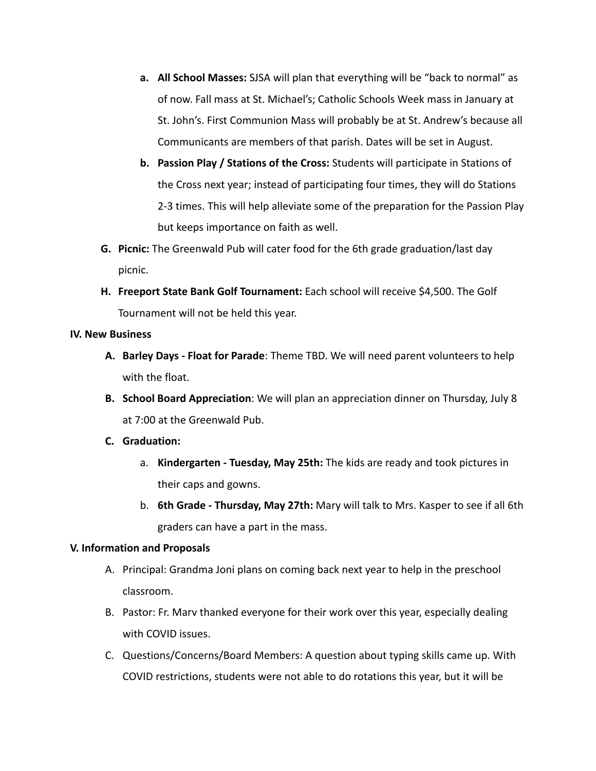a. **All School Masses:** SJSA will plan that everything will be "back to normal" as of now. Fall mass at St. Michael's; Catholic Schools Week mass in January at St. John's. First Communion Mass will probably be at St. Andrew's because all Communicants are members of that parish. Dates will be set in August.
   b. **Passion Play / Stations of the Cross:** Students will participate in Stations of the Cross next year; instead of participating four times, they will do Stations 2-3 times. This will help alleviate some of the preparation for the Passion Play but keeps importance on faith as well.

G. **Picnic:** The Greenwald Pub will cater food for the 6th grade graduation/last day picnic.

H. **Freeport State Bank Golf Tournament:** Each school will receive $4,500. The Golf Tournament will not be held this year.

**IV. New Business**

A. **Barley Days - Float for Parade**: Theme TBD. We will need parent volunteers to help with the float.

B. **School Board Appreciation**: We will plan an appreciation dinner on Thursday, July 8 at 7:00 at the Greenwald Pub.

C. **Graduation:**
   a. **Kindergarten - Tuesday, May 25th:** The kids are ready and took pictures in their caps and gowns.
   b. **6th Grade - Thursday, May 27th:** Mary will talk to Mrs. Kasper to see if all 6th graders can have a part in the mass.

**V. Information and Proposals**

A. Principal: Grandma Joni plans on coming back next year to help in the preschool classroom.

B. Pastor: Fr. Marv thanked everyone for their work over this year, especially dealing with COVID issues.

C. Questions/Concerns/Board Members: A question about typing skills came up. With COVID restrictions, students were not able to do rotations this year, but it will be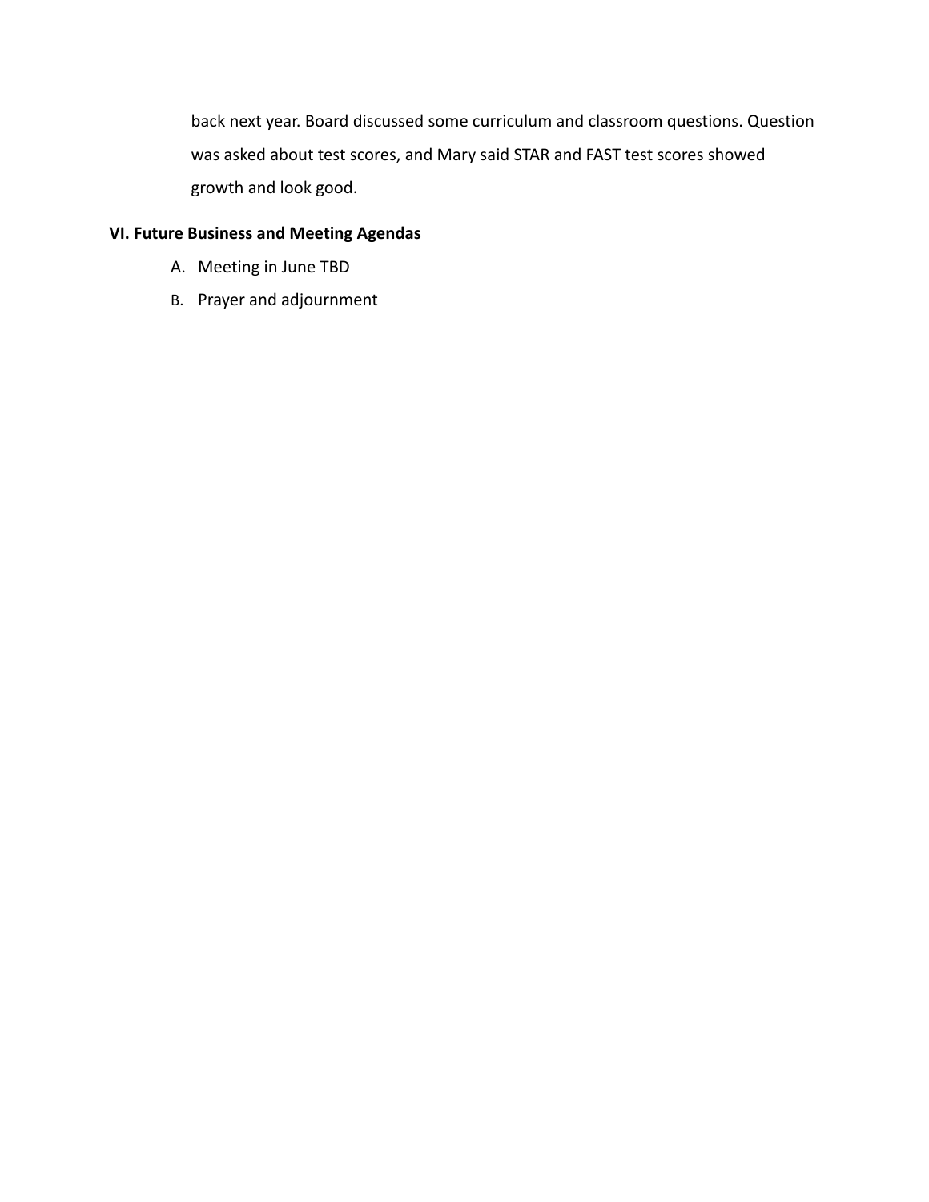back next year. Board discussed some curriculum and classroom questions. Question was asked about test scores, and Mary said STAR and FAST test scores showed growth and look good.

**VI. Future Business and Meeting Agendas**

A. Meeting in June TBD

B. Prayer and adjournment